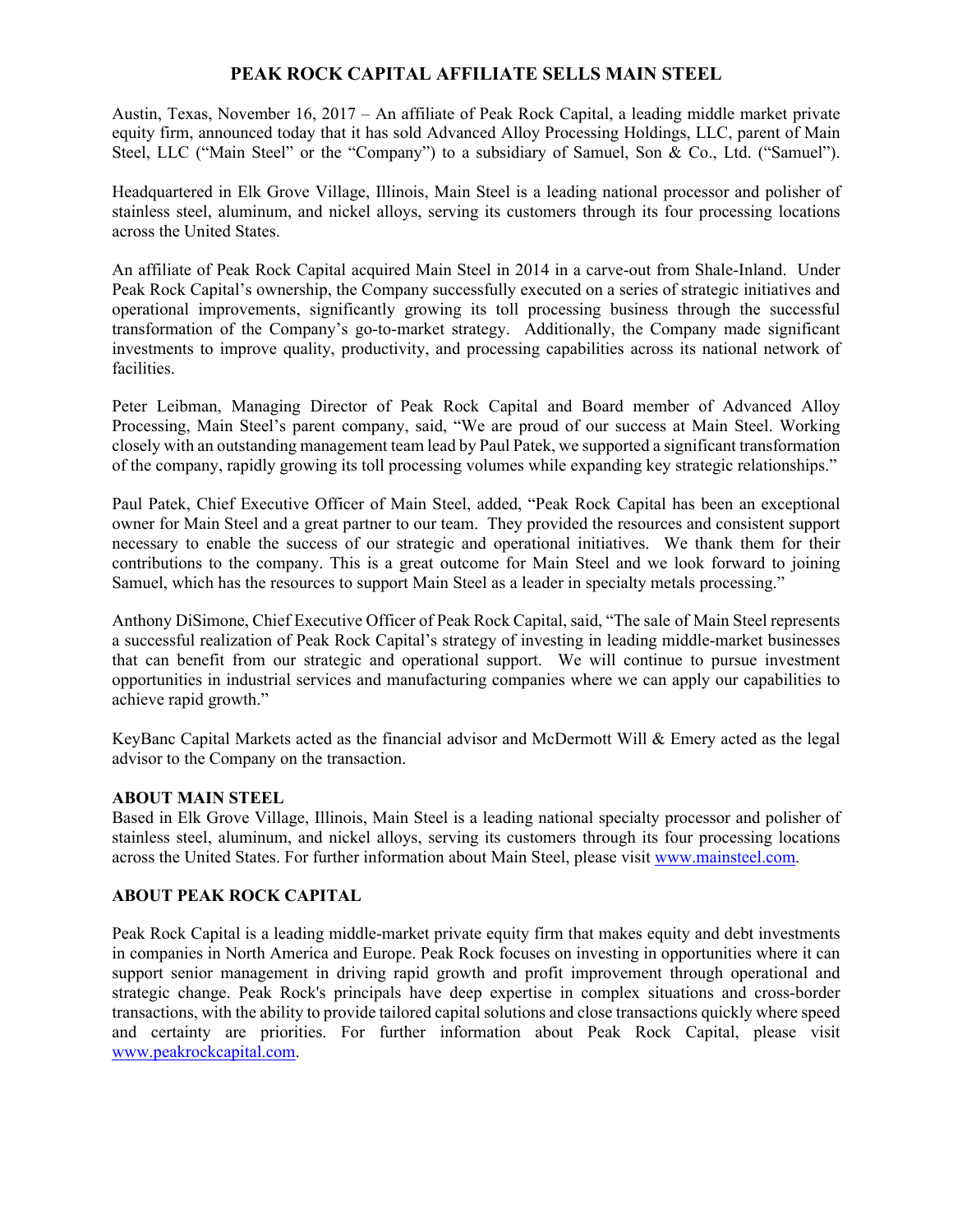# PEAK ROCK CAPITAL AFFILIATE SELLS MAIN STEEL

Austin, Texas, November 16, 2017 – An affiliate of Peak Rock Capital, a leading middle market private equity firm, announced today that it has sold Advanced Alloy Processing Holdings, LLC, parent of Main Steel, LLC ("Main Steel" or the "Company") to a subsidiary of Samuel, Son & Co., Ltd. ("Samuel").

Headquartered in Elk Grove Village, Illinois, Main Steel is a leading national processor and polisher of stainless steel, aluminum, and nickel alloys, serving its customers through its four processing locations across the United States.

An affiliate of Peak Rock Capital acquired Main Steel in 2014 in a carve-out from Shale-Inland. Under Peak Rock Capital's ownership, the Company successfully executed on a series of strategic initiatives and operational improvements, significantly growing its toll processing business through the successful transformation of the Company's go-to-market strategy. Additionally, the Company made significant investments to improve quality, productivity, and processing capabilities across its national network of facilities.

Peter Leibman, Managing Director of Peak Rock Capital and Board member of Advanced Alloy Processing, Main Steel's parent company, said, "We are proud of our success at Main Steel. Working closely with an outstanding management team lead by Paul Patek, we supported a significant transformation of the company, rapidly growing its toll processing volumes while expanding key strategic relationships."

Paul Patek, Chief Executive Officer of Main Steel, added, "Peak Rock Capital has been an exceptional owner for Main Steel and a great partner to our team. They provided the resources and consistent support necessary to enable the success of our strategic and operational initiatives. We thank them for their contributions to the company. This is a great outcome for Main Steel and we look forward to joining Samuel, which has the resources to support Main Steel as a leader in specialty metals processing."

Anthony DiSimone, Chief Executive Officer of Peak Rock Capital, said, "The sale of Main Steel represents a successful realization of Peak Rock Capital's strategy of investing in leading middle-market businesses that can benefit from our strategic and operational support. We will continue to pursue investment opportunities in industrial services and manufacturing companies where we can apply our capabilities to achieve rapid growth."

KeyBanc Capital Markets acted as the financial advisor and McDermott Will & Emery acted as the legal advisor to the Company on the transaction.

**ABOUT MAIN STEEL**

Based in Elk Grove Village, Illinois, Main Steel is a leading national specialty processor and polisher of stainless steel, aluminum, and nickel alloys, serving its customers through its four processing locations across the United States. For further information about Main Steel, please visit [www.mainsteel.com](www.mainsteel.com).

**ABOUT PEAK ROCK CAPITAL**

Peak Rock Capital is a leading middle-market private equity firm that makes equity and debt investments in companies in North America and Europe. Peak Rock focuses on investing in opportunities where it can support senior management in driving rapid growth and profit improvement through operational and strategic change. Peak Rock's principals have deep expertise in complex situations and cross-border transactions, with the ability to provide tailored capital solutions and close transactions quickly where speed and certainty are priorities. For further information about Peak Rock Capital, please visit [www.peakrockcapital.com](www.peakrockcapital.com).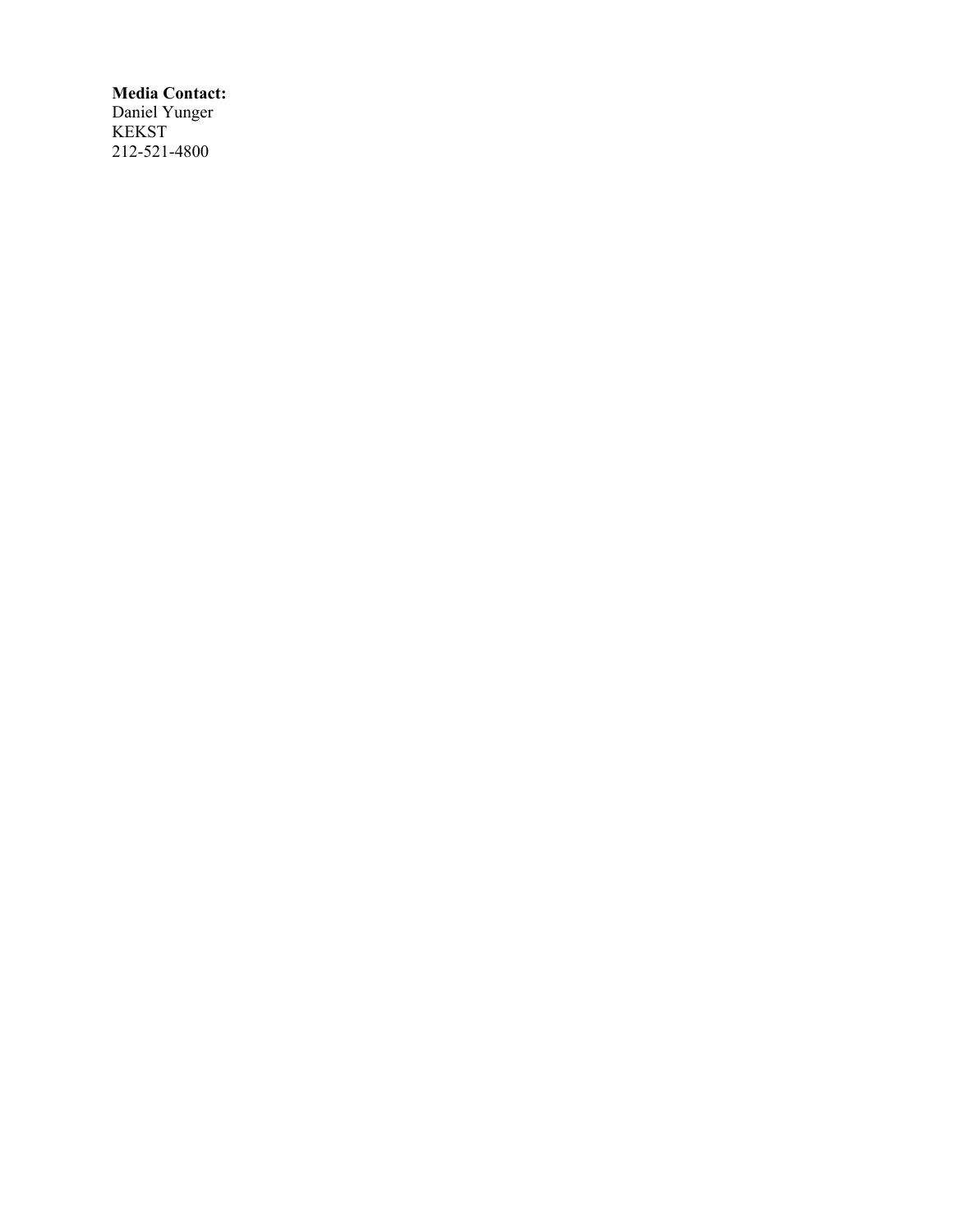**Media Contact:**
Daniel Yunger
KEKST
212-521-4800